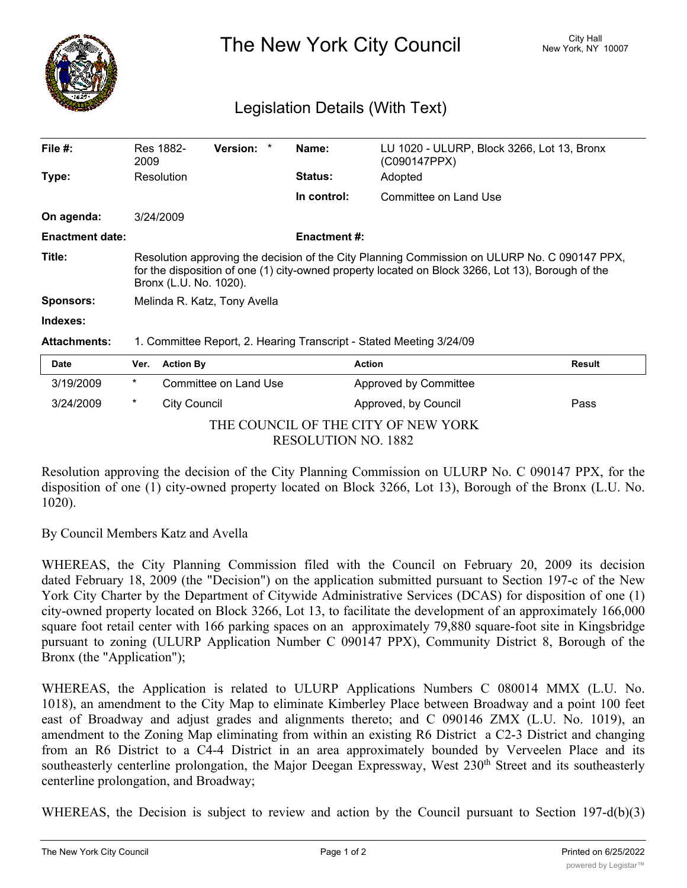# The New York City Council

City Hall
New York, NY 10007

## Legislation Details (With Text)

| | | | |
|---|---|---|---|
| **File #:** | Res 1882-2009 **Version:** * | **Name:** | LU 1020 - ULURP, Block 3266, Lot 13, Bronx (C090147PPX) |
| **Type:** | Resolution | **Status:** | Adopted |
| | | **In control:** | Committee on Land Use |
| **On agenda:** | 3/24/2009 | | |
| **Enactment date:** | | **Enactment #:** | |

**Title:** Resolution approving the decision of the City Planning Commission on ULURP No. C 090147 PPX, for the disposition of one (1) city-owned property located on Block 3266, Lot 13), Borough of the Bronx (L.U. No. 1020).

**Sponsors:** Melinda R. Katz, Tony Avella

**Indexes:**

**Attachments:** 1. Committee Report, 2. Hearing Transcript - Stated Meeting 3/24/09

| Date | Ver. | Action By | Action | Result |
|---|---|---|---|---|
| 3/19/2009 | * | Committee on Land Use | Approved by Committee | |
| 3/24/2009 | * | City Council | Approved, by Council | Pass |

THE COUNCIL OF THE CITY OF NEW YORK
RESOLUTION NO. 1882

Resolution approving the decision of the City Planning Commission on ULURP No. C 090147 PPX, for the disposition of one (1) city-owned property located on Block 3266, Lot 13), Borough of the Bronx (L.U. No. 1020).

By Council Members Katz and Avella

WHEREAS, the City Planning Commission filed with the Council on February 20, 2009 its decision dated February 18, 2009 (the "Decision") on the application submitted pursuant to Section 197-c of the New York City Charter by the Department of Citywide Administrative Services (DCAS) for disposition of one (1) city-owned property located on Block 3266, Lot 13, to facilitate the development of an approximately 166,000 square foot retail center with 166 parking spaces on an approximately 79,880 square-foot site in Kingsbridge pursuant to zoning (ULURP Application Number C 090147 PPX), Community District 8, Borough of the Bronx (the "Application");

WHEREAS, the Application is related to ULURP Applications Numbers C 080014 MMX (L.U. No. 1018), an amendment to the City Map to eliminate Kimberley Place between Broadway and a point 100 feet east of Broadway and adjust grades and alignments thereto; and C 090146 ZMX (L.U. No. 1019), an amendment to the Zoning Map eliminating from within an existing R6 District a C2-3 District and changing from an R6 District to a C4-4 District in an area approximately bounded by Verveelen Place and its southeasterly centerline prolongation, the Major Deegan Expressway, West 230th Street and its southeasterly centerline prolongation, and Broadway;

WHEREAS, the Decision is subject to review and action by the Council pursuant to Section 197-d(b)(3)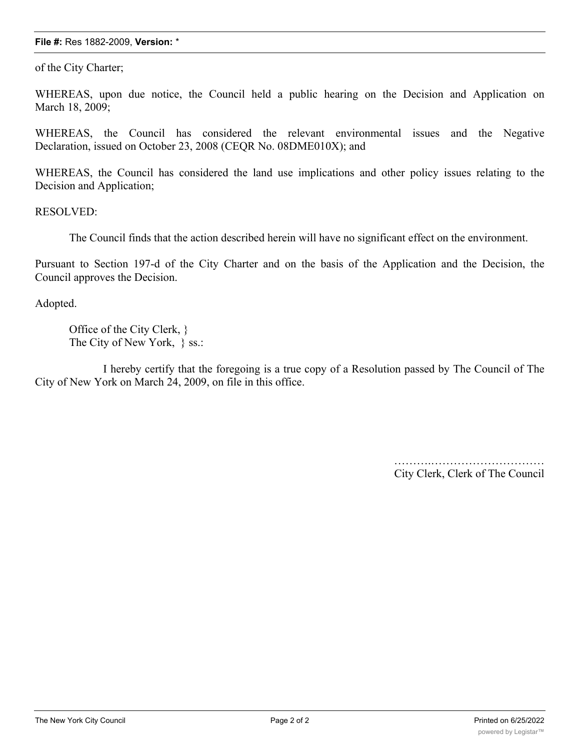of the City Charter;

WHEREAS, upon due notice, the Council held a public hearing on the Decision and Application on March 18, 2009;

WHEREAS, the Council has considered the relevant environmental issues and the Negative Declaration, issued on October 23, 2008 (CEQR No. 08DME010X); and

WHEREAS, the Council has considered the land use implications and other policy issues relating to the Decision and Application;

RESOLVED:

The Council finds that the action described herein will have no significant effect on the environment.

Pursuant to Section 197-d of the City Charter and on the basis of the Application and the Decision, the Council approves the Decision.

Adopted.

Office of the City Clerk, }
The City of New York, } ss.:

I hereby certify that the foregoing is a true copy of a Resolution passed by The Council of The City of New York on March 24, 2009, on file in this office.

……….…………………………
City Clerk, Clerk of The Council